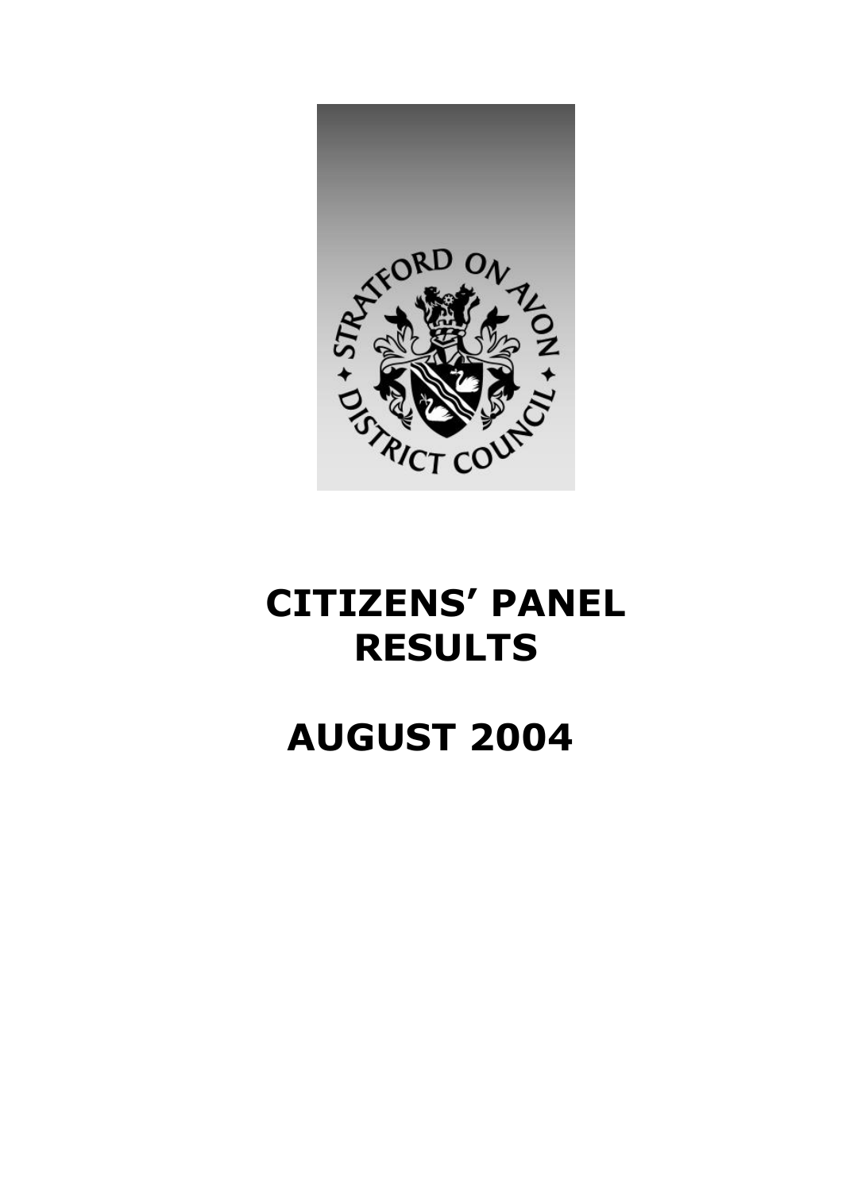# CITIZENS' PANEL RESULTS

# AUGUST 2004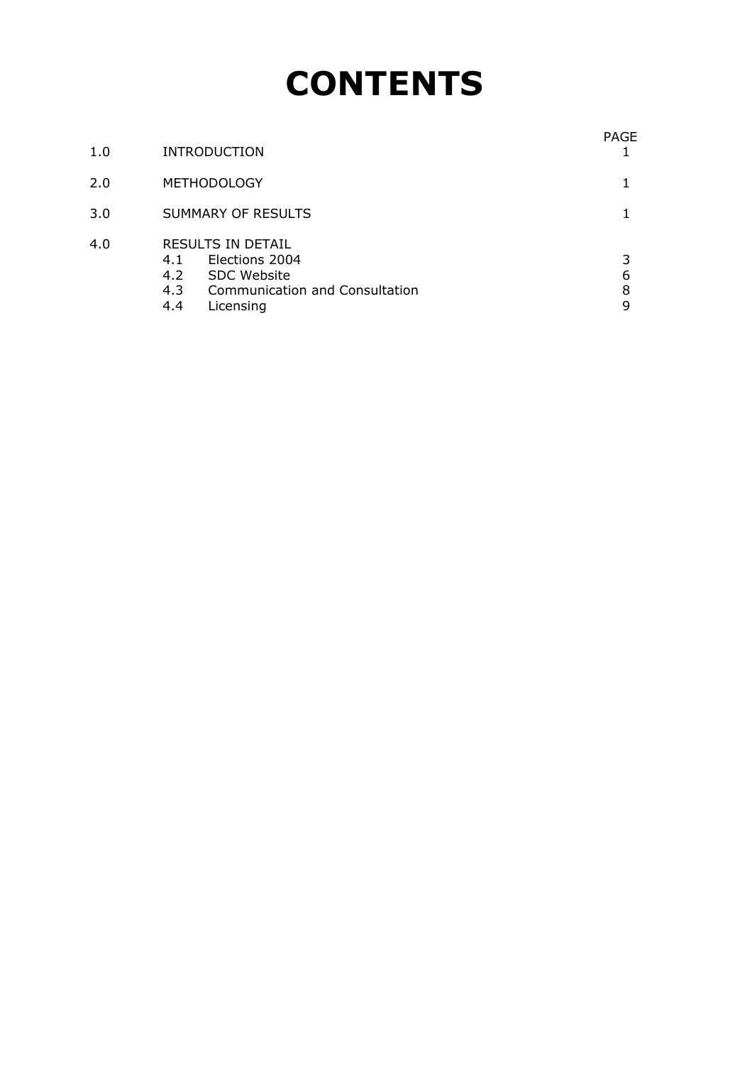# CONTENTS

| | | PAGE |
|---|---|---|
| 1.0 | INTRODUCTION | 1 |
| 2.0 | METHODOLOGY | 1 |
| 3.0 | SUMMARY OF RESULTS | 1 |
| 4.0 | RESULTS IN DETAIL | |
| | 4.1 Elections 2004 | 3 |
| | 4.2 SDC Website | 6 |
| | 4.3 Communication and Consultation | 8 |
| | 4.4 Licensing | 9 |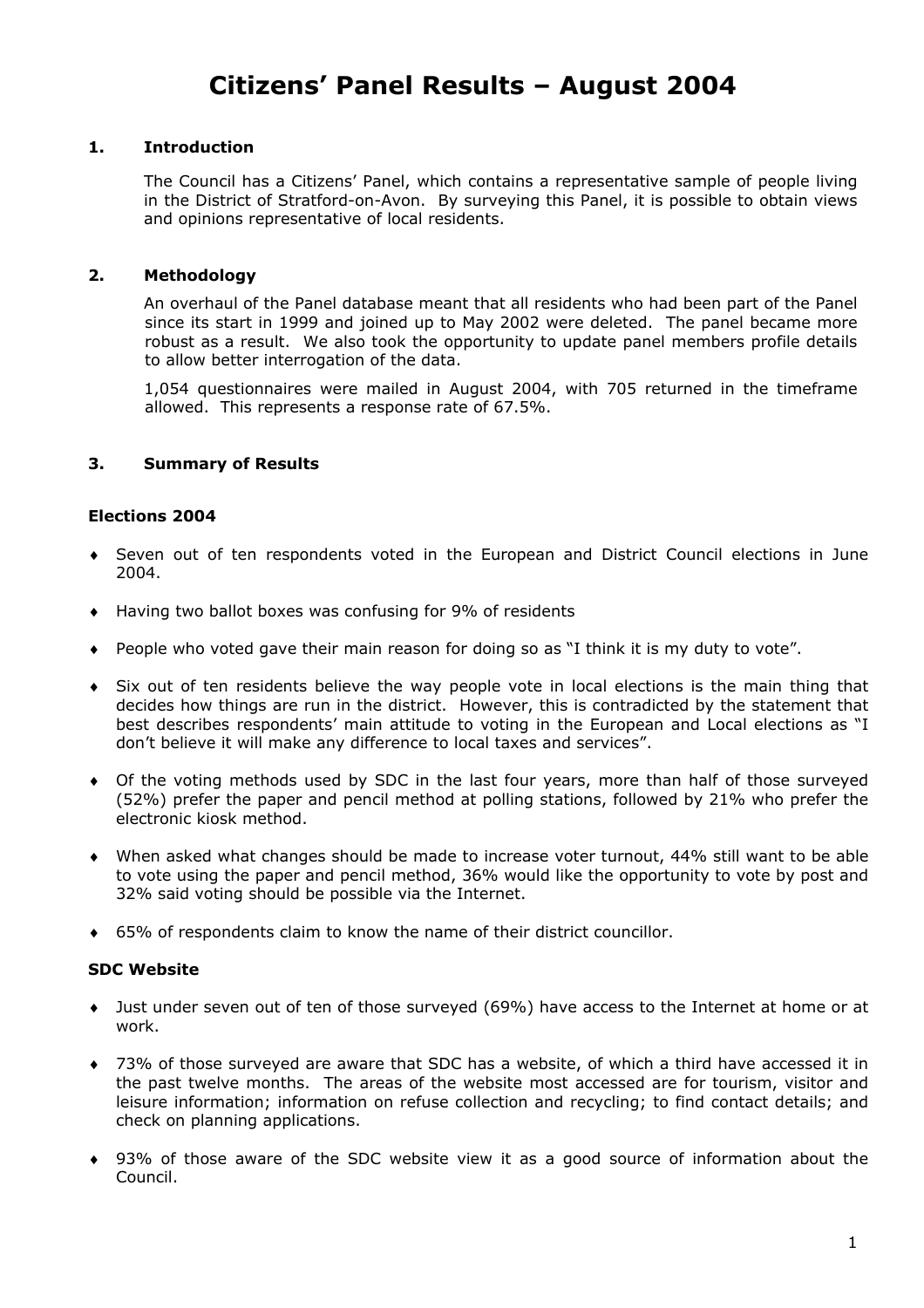# Citizens' Panel Results – August 2004

## 1. Introduction

The Council has a Citizens' Panel, which contains a representative sample of people living in the District of Stratford-on-Avon. By surveying this Panel, it is possible to obtain views and opinions representative of local residents.

## 2. Methodology

An overhaul of the Panel database meant that all residents who had been part of the Panel since its start in 1999 and joined up to May 2002 were deleted. The panel became more robust as a result. We also took the opportunity to update panel members profile details to allow better interrogation of the data.

1,054 questionnaires were mailed in August 2004, with 705 returned in the timeframe allowed. This represents a response rate of 67.5%.

## 3. Summary of Results

### Elections 2004

- Seven out of ten respondents voted in the European and District Council elections in June 2004.
- Having two ballot boxes was confusing for 9% of residents
- People who voted gave their main reason for doing so as "I think it is my duty to vote".
- Six out of ten residents believe the way people vote in local elections is the main thing that decides how things are run in the district. However, this is contradicted by the statement that best describes respondents' main attitude to voting in the European and Local elections as "I don't believe it will make any difference to local taxes and services".
- Of the voting methods used by SDC in the last four years, more than half of those surveyed (52%) prefer the paper and pencil method at polling stations, followed by 21% who prefer the electronic kiosk method.
- When asked what changes should be made to increase voter turnout, 44% still want to be able to vote using the paper and pencil method, 36% would like the opportunity to vote by post and 32% said voting should be possible via the Internet.
- 65% of respondents claim to know the name of their district councillor.

### SDC Website

- Just under seven out of ten of those surveyed (69%) have access to the Internet at home or at work.
- 73% of those surveyed are aware that SDC has a website, of which a third have accessed it in the past twelve months. The areas of the website most accessed are for tourism, visitor and leisure information; information on refuse collection and recycling; to find contact details; and check on planning applications.
- 93% of those aware of the SDC website view it as a good source of information about the Council.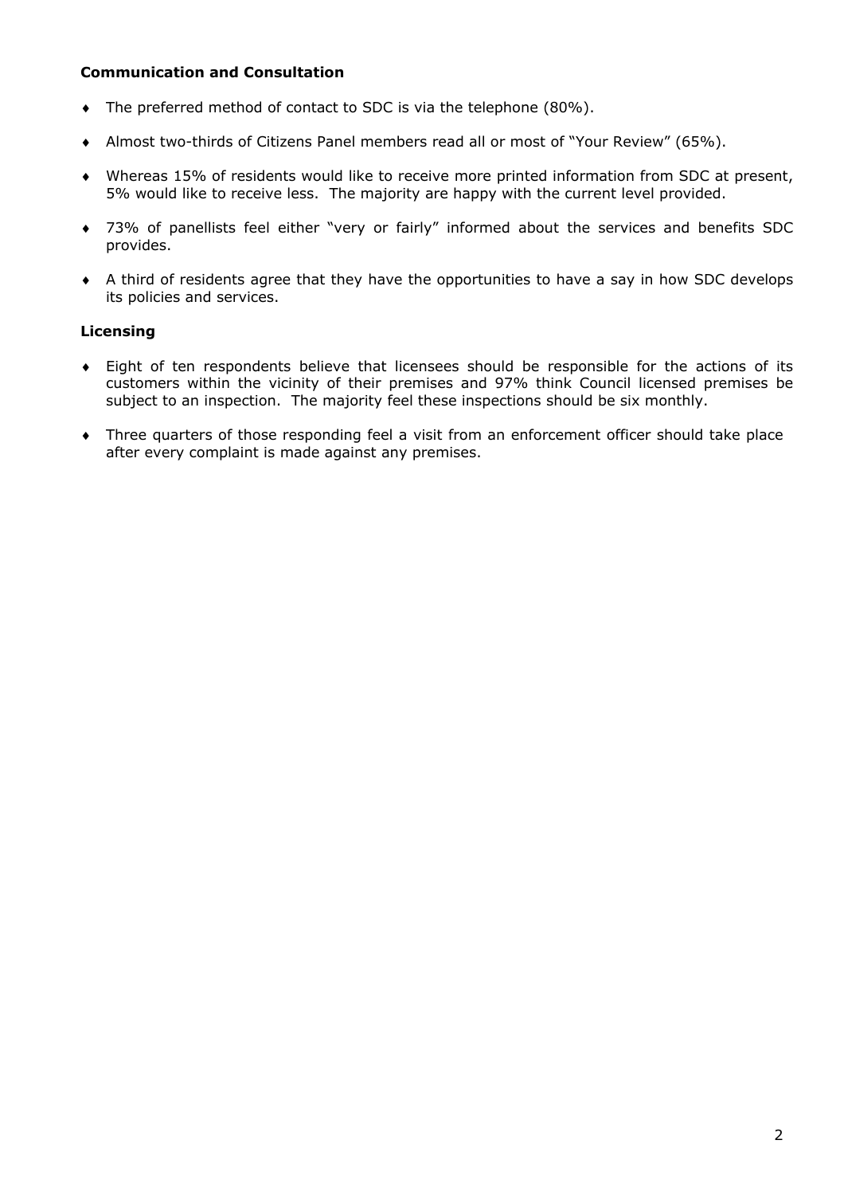**Communication and Consultation**

- The preferred method of contact to SDC is via the telephone (80%).
- Almost two-thirds of Citizens Panel members read all or most of "Your Review" (65%).
- Whereas 15% of residents would like to receive more printed information from SDC at present, 5% would like to receive less. The majority are happy with the current level provided.
- 73% of panellists feel either "very or fairly" informed about the services and benefits SDC provides.
- A third of residents agree that they have the opportunities to have a say in how SDC develops its policies and services.

**Licensing**

- Eight of ten respondents believe that licensees should be responsible for the actions of its customers within the vicinity of their premises and 97% think Council licensed premises be subject to an inspection. The majority feel these inspections should be six monthly.
- Three quarters of those responding feel a visit from an enforcement officer should take place after every complaint is made against any premises.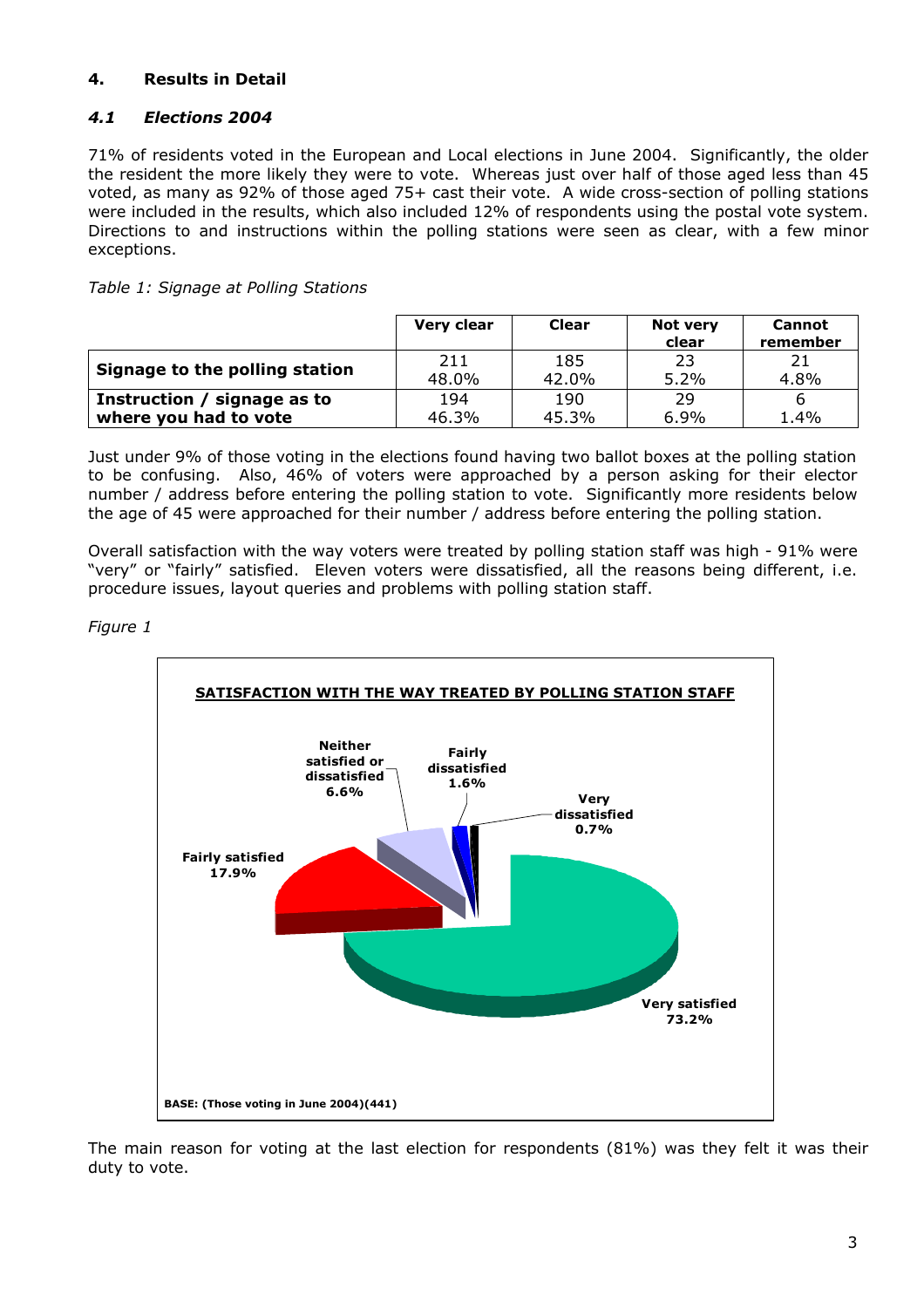## 4. Results in Detail

### *4.1 Elections 2004*

71% of residents voted in the European and Local elections in June 2004. Significantly, the older the resident the more likely they were to vote. Whereas just over half of those aged less than 45 voted, as many as 92% of those aged 75+ cast their vote. A wide cross-section of polling stations were included in the results, which also included 12% of respondents using the postal vote system. Directions to and instructions within the polling stations were seen as clear, with a few minor exceptions.

*Table 1: Signage at Polling Stations*

| | Very clear | Clear | Not very clear | Cannot remember |
|---|---|---|---|---|
| **Signage to the polling station** | 211<br>48.0% | 185<br>42.0% | 23<br>5.2% | 21<br>4.8% |
| **Instruction / signage as to where you had to vote** | 194<br>46.3% | 190<br>45.3% | 29<br>6.9% | 6<br>1.4% |

Just under 9% of those voting in the elections found having two ballot boxes at the polling station to be confusing. Also, 46% of voters were approached by a person asking for their elector number / address before entering the polling station to vote. Significantly more residents below the age of 45 were approached for their number / address before entering the polling station.

Overall satisfaction with the way voters were treated by polling station staff was high - 91% were "very" or "fairly" satisfied. Eleven voters were dissatisfied, all the reasons being different, i.e. procedure issues, layout queries and problems with polling station staff.

*Figure 1*

**SATISFACTION WITH THE WAY TREATED BY POLLING STATION STAFF**

- Very satisfied 73.2%
- Fairly satisfied 17.9%
- Neither satisfied or dissatisfied 6.6%
- Fairly dissatisfied 1.6%
- Very dissatisfied 0.7%

**BASE: (Those voting in June 2004)(441)**

The main reason for voting at the last election for respondents (81%) was they felt it was their duty to vote.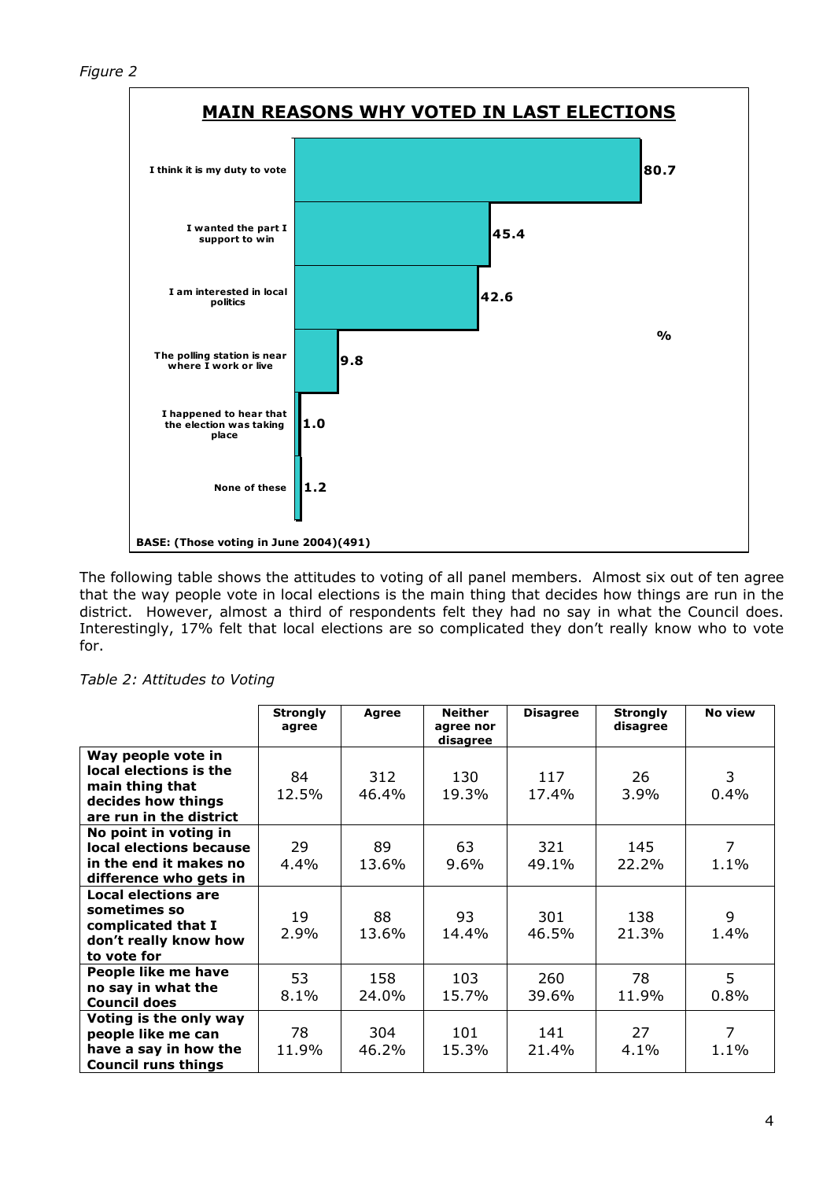*Figure 2*

**MAIN REASONS WHY VOTED IN LAST ELECTIONS**

| Reason | % |
|---|---|
| I think it is my duty to vote | 80.7 |
| I wanted the part I support to win | 45.4 |
| I am interested in local politics | 42.6 |
| The polling station is near where I work or live | 9.8 |
| I happened to hear that the election was taking place | 1.0 |
| None of these | 1.2 |

**BASE: (Those voting in June 2004)(491)**

The following table shows the attitudes to voting of all panel members. Almost six out of ten agree that the way people vote in local elections is the main thing that decides how things are run in the district. However, almost a third of respondents felt they had no say in what the Council does. Interestingly, 17% felt that local elections are so complicated they don't really know who to vote for.

*Table 2: Attitudes to Voting*

| | Strongly agree | Agree | Neither agree nor disagree | Disagree | Strongly disagree | No view |
|---|---|---|---|---|---|---|
| **Way people vote in local elections is the main thing that decides how things are run in the district** | 84<br>12.5% | 312<br>46.4% | 130<br>19.3% | 117<br>17.4% | 26<br>3.9% | 3<br>0.4% |
| **No point in voting in local elections because in the end it makes no difference who gets in** | 29<br>4.4% | 89<br>13.6% | 63<br>9.6% | 321<br>49.1% | 145<br>22.2% | 7<br>1.1% |
| **Local elections are sometimes so complicated that I don't really know how to vote for** | 19<br>2.9% | 88<br>13.6% | 93<br>14.4% | 301<br>46.5% | 138<br>21.3% | 9<br>1.4% |
| **People like me have no say in what the Council does** | 53<br>8.1% | 158<br>24.0% | 103<br>15.7% | 260<br>39.6% | 78<br>11.9% | 5<br>0.8% |
| **Voting is the only way people like me can have a say in how the Council runs things** | 78<br>11.9% | 304<br>46.2% | 101<br>15.3% | 141<br>21.4% | 27<br>4.1% | 7<br>1.1% |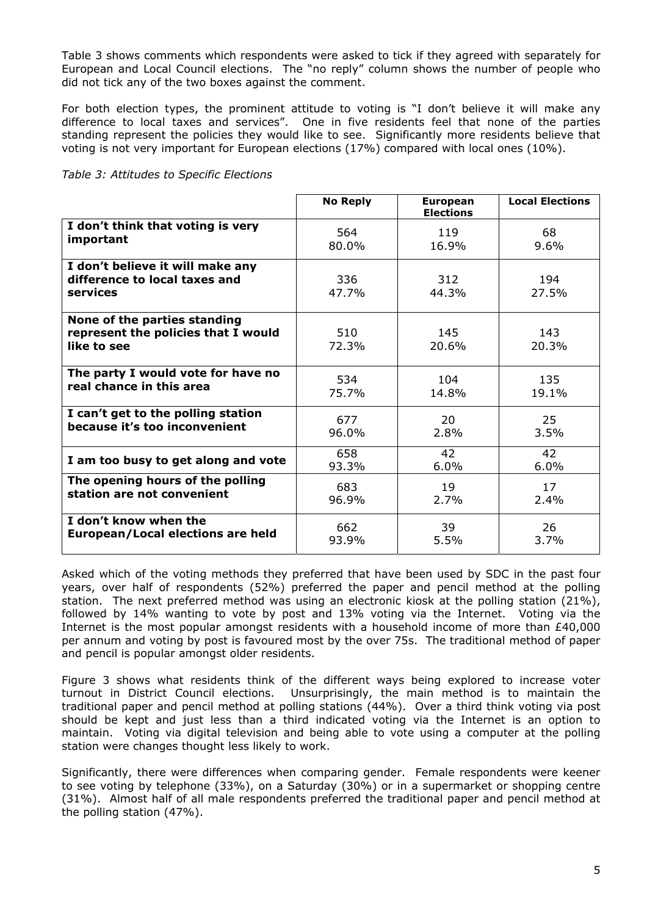Table 3 shows comments which respondents were asked to tick if they agreed with separately for European and Local Council elections. The "no reply" column shows the number of people who did not tick any of the two boxes against the comment.

For both election types, the prominent attitude to voting is "I don't believe it will make any difference to local taxes and services". One in five residents feel that none of the parties standing represent the policies they would like to see. Significantly more residents believe that voting is not very important for European elections (17%) compared with local ones (10%).

*Table 3: Attitudes to Specific Elections*

| | No Reply | European Elections | Local Elections |
|---|---|---|---|
| **I don't think that voting is very important** | 564<br>80.0% | 119<br>16.9% | 68<br>9.6% |
| **I don't believe it will make any difference to local taxes and services** | 336<br>47.7% | 312<br>44.3% | 194<br>27.5% |
| **None of the parties standing represent the policies that I would like to see** | 510<br>72.3% | 145<br>20.6% | 143<br>20.3% |
| **The party I would vote for have no real chance in this area** | 534<br>75.7% | 104<br>14.8% | 135<br>19.1% |
| **I can't get to the polling station because it's too inconvenient** | 677<br>96.0% | 20<br>2.8% | 25<br>3.5% |
| **I am too busy to get along and vote** | 658<br>93.3% | 42<br>6.0% | 42<br>6.0% |
| **The opening hours of the polling station are not convenient** | 683<br>96.9% | 19<br>2.7% | 17<br>2.4% |
| **I don't know when the European/Local elections are held** | 662<br>93.9% | 39<br>5.5% | 26<br>3.7% |

Asked which of the voting methods they preferred that have been used by SDC in the past four years, over half of respondents (52%) preferred the paper and pencil method at the polling station. The next preferred method was using an electronic kiosk at the polling station (21%), followed by 14% wanting to vote by post and 13% voting via the Internet. Voting via the Internet is the most popular amongst residents with a household income of more than £40,000 per annum and voting by post is favoured most by the over 75s. The traditional method of paper and pencil is popular amongst older residents.

Figure 3 shows what residents think of the different ways being explored to increase voter turnout in District Council elections. Unsurprisingly, the main method is to maintain the traditional paper and pencil method at polling stations (44%). Over a third think voting via post should be kept and just less than a third indicated voting via the Internet is an option to maintain. Voting via digital television and being able to vote using a computer at the polling station were changes thought less likely to work.

Significantly, there were differences when comparing gender. Female respondents were keener to see voting by telephone (33%), on a Saturday (30%) or in a supermarket or shopping centre (31%). Almost half of all male respondents preferred the traditional paper and pencil method at the polling station (47%).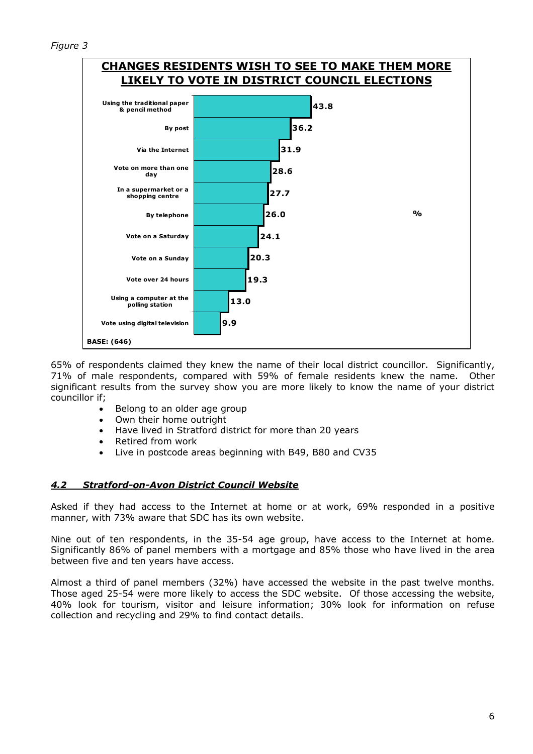*Figure 3*

**CHANGES RESIDENTS WISH TO SEE TO MAKE THEM MORE LIKELY TO VOTE IN DISTRICT COUNCIL ELECTIONS**

| Change | % |
|---|---|
| Using the traditional paper & pencil method | 43.8 |
| By post | 36.2 |
| Via the Internet | 31.9 |
| Vote on more than one day | 28.6 |
| In a supermarket or a shopping centre | 27.7 |
| By telephone | 26.0 |
| Vote on a Saturday | 24.1 |
| Vote on a Sunday | 20.3 |
| Vote over 24 hours | 19.3 |
| Using a computer at the polling station | 13.0 |
| Vote using digital television | 9.9 |

**BASE: (646)**

65% of respondents claimed they knew the name of their local district councillor. Significantly, 71% of male respondents, compared with 59% of female residents knew the name. Other significant results from the survey show you are more likely to know the name of your district councillor if;

- Belong to an older age group
- Own their home outright
- Have lived in Stratford district for more than 20 years
- Retired from work
- Live in postcode areas beginning with B49, B80 and CV35

## *4.2 Stratford-on-Avon District Council Website*

Asked if they had access to the Internet at home or at work, 69% responded in a positive manner, with 73% aware that SDC has its own website.

Nine out of ten respondents, in the 35-54 age group, have access to the Internet at home. Significantly 86% of panel members with a mortgage and 85% those who have lived in the area between five and ten years have access.

Almost a third of panel members (32%) have accessed the website in the past twelve months. Those aged 25-54 were more likely to access the SDC website. Of those accessing the website, 40% look for tourism, visitor and leisure information; 30% look for information on refuse collection and recycling and 29% to find contact details.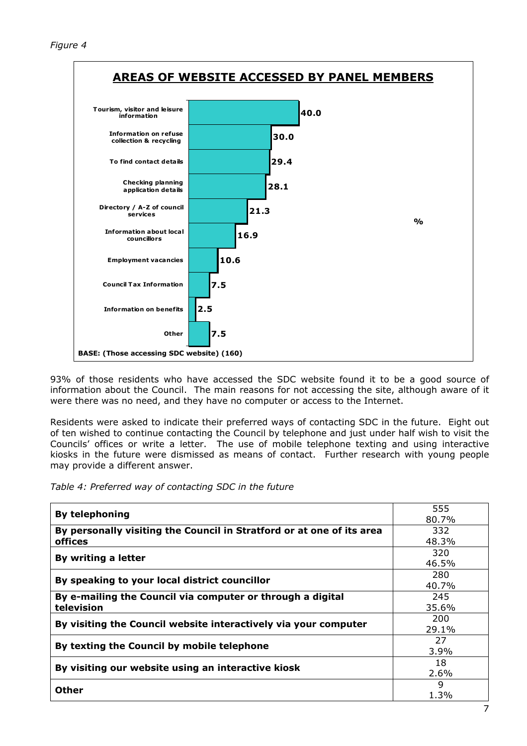*Figure 4*

**AREAS OF WEBSITE ACCESSED BY PANEL MEMBERS**

| Area | % |
|---|---|
| Tourism, visitor and leisure information | 40.0 |
| Information on refuse collection & recycling | 30.0 |
| To find contact details | 29.4 |
| Checking planning application details | 28.1 |
| Directory / A-Z of council services | 21.3 |
| Information about local councillors | 16.9 |
| Employment vacancies | 10.6 |
| Council Tax Information | 7.5 |
| Information on benefits | 2.5 |
| Other | 7.5 |

**BASE: (Those accessing SDC website) (160)**

93% of those residents who have accessed the SDC website found it to be a good source of information about the Council. The main reasons for not accessing the site, although aware of it were there was no need, and they have no computer or access to the Internet.

Residents were asked to indicate their preferred ways of contacting SDC in the future. Eight out of ten wished to continue contacting the Council by telephone and just under half wish to visit the Councils' offices or write a letter. The use of mobile telephone texting and using interactive kiosks in the future were dismissed as means of contact. Further research with young people may provide a different answer.

*Table 4: Preferred way of contacting SDC in the future*

| Method | Count / % |
|---|---|
| **By telephoning** | 555<br>80.7% |
| **By personally visiting the Council in Stratford or at one of its area offices** | 332<br>48.3% |
| **By writing a letter** | 320<br>46.5% |
| **By speaking to your local district councillor** | 280<br>40.7% |
| **By e-mailing the Council via computer or through a digital television** | 245<br>35.6% |
| **By visiting the Council website interactively via your computer** | 200<br>29.1% |
| **By texting the Council by mobile telephone** | 27<br>3.9% |
| **By visiting our website using an interactive kiosk** | 18<br>2.6% |
| **Other** | 9<br>1.3% |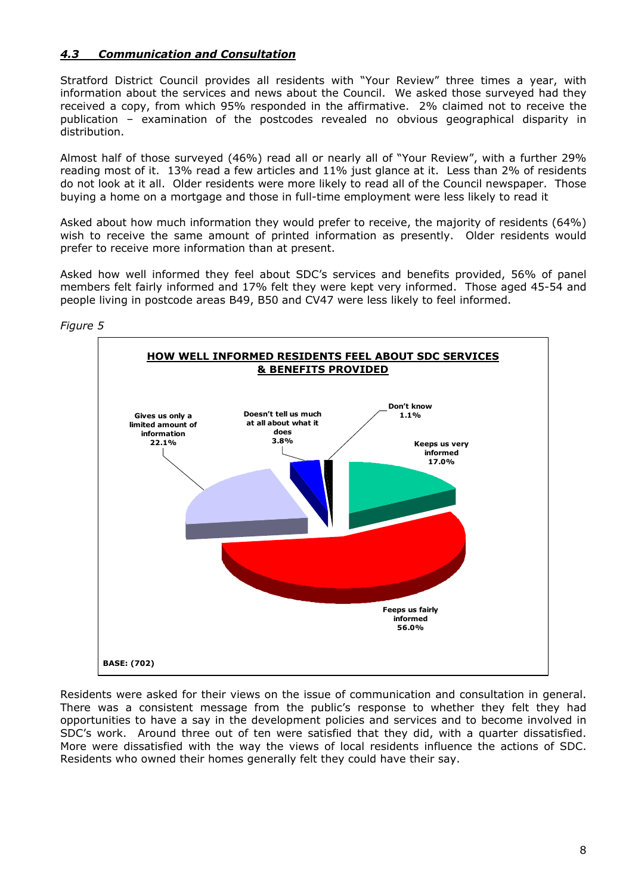### *4.3 Communication and Consultation*

Stratford District Council provides all residents with "Your Review" three times a year, with information about the services and news about the Council. We asked those surveyed had they received a copy, from which 95% responded in the affirmative. 2% claimed not to receive the publication – examination of the postcodes revealed no obvious geographical disparity in distribution.

Almost half of those surveyed (46%) read all or nearly all of "Your Review", with a further 29% reading most of it. 13% read a few articles and 11% just glance at it. Less than 2% of residents do not look at it all. Older residents were more likely to read all of the Council newspaper. Those buying a home on a mortgage and those in full-time employment were less likely to read it

Asked about how much information they would prefer to receive, the majority of residents (64%) wish to receive the same amount of printed information as presently. Older residents would prefer to receive more information than at present.

Asked how well informed they feel about SDC's services and benefits provided, 56% of panel members felt fairly informed and 17% felt they were kept very informed. Those aged 45-54 and people living in postcode areas B49, B50 and CV47 were less likely to feel informed.

*Figure 5*

**HOW WELL INFORMED RESIDENTS FEEL ABOUT SDC SERVICES & BENEFITS PROVIDED**

| Response | % |
|---|---|
| Keeps us very informed | 17.0% |
| Feeps us fairly informed | 56.0% |
| Gives us only a limited amount of information | 22.1% |
| Doesn't tell us much at all about what it does | 3.8% |
| Don't know | 1.1% |

BASE: (702)

Residents were asked for their views on the issue of communication and consultation in general. There was a consistent message from the public's response to whether they felt they had opportunities to have a say in the development policies and services and to become involved in SDC's work. Around three out of ten were satisfied that they did, with a quarter dissatisfied. More were dissatisfied with the way the views of local residents influence the actions of SDC. Residents who owned their homes generally felt they could have their say.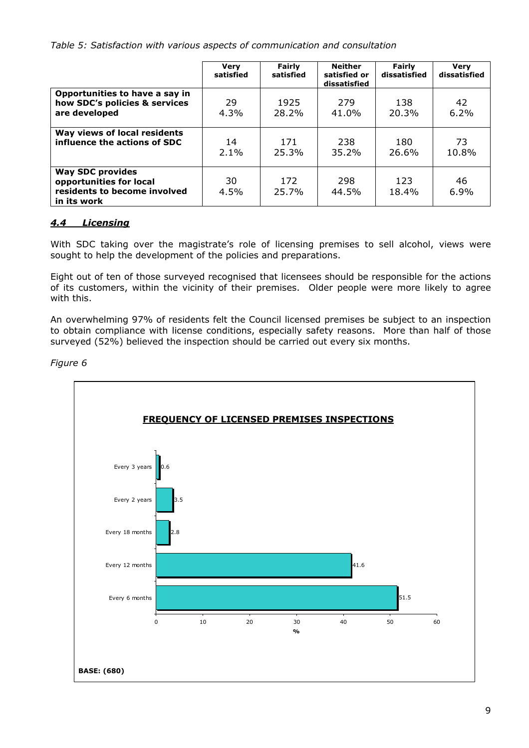*Table 5: Satisfaction with various aspects of communication and consultation*

| | Very satisfied | Fairly satisfied | Neither satisfied or dissatisfied | Fairly dissatisfied | Very dissatisfied |
|---|---|---|---|---|---|
| **Opportunities to have a say in how SDC's policies & services are developed** | 29<br>4.3% | 1925<br>28.2% | 279<br>41.0% | 138<br>20.3% | 42<br>6.2% |
| **Way views of local residents influence the actions of SDC** | 14<br>2.1% | 171<br>25.3% | 238<br>35.2% | 180<br>26.6% | 73<br>10.8% |
| **Way SDC provides opportunities for local residents to become involved in its work** | 30<br>4.5% | 172<br>25.7% | 298<br>44.5% | 123<br>18.4% | 46<br>6.9% |

### *4.4 Licensing*

With SDC taking over the magistrate's role of licensing premises to sell alcohol, views were sought to help the development of the policies and preparations.

Eight out of ten of those surveyed recognised that licensees should be responsible for the actions of its customers, within the vicinity of their premises. Older people were more likely to agree with this.

An overwhelming 97% of residents felt the Council licensed premises be subject to an inspection to obtain compliance with license conditions, especially safety reasons. More than half of those surveyed (52%) believed the inspection should be carried out every six months.

*Figure 6*

**FREQUENCY OF LICENSED PREMISES INSPECTIONS**

| Frequency | % |
|---|---|
| Every 3 years | 0.6 |
| Every 2 years | 3.5 |
| Every 18 months | 2.8 |
| Every 12 months | 41.6 |
| Every 6 months | 51.5 |

**BASE: (680)**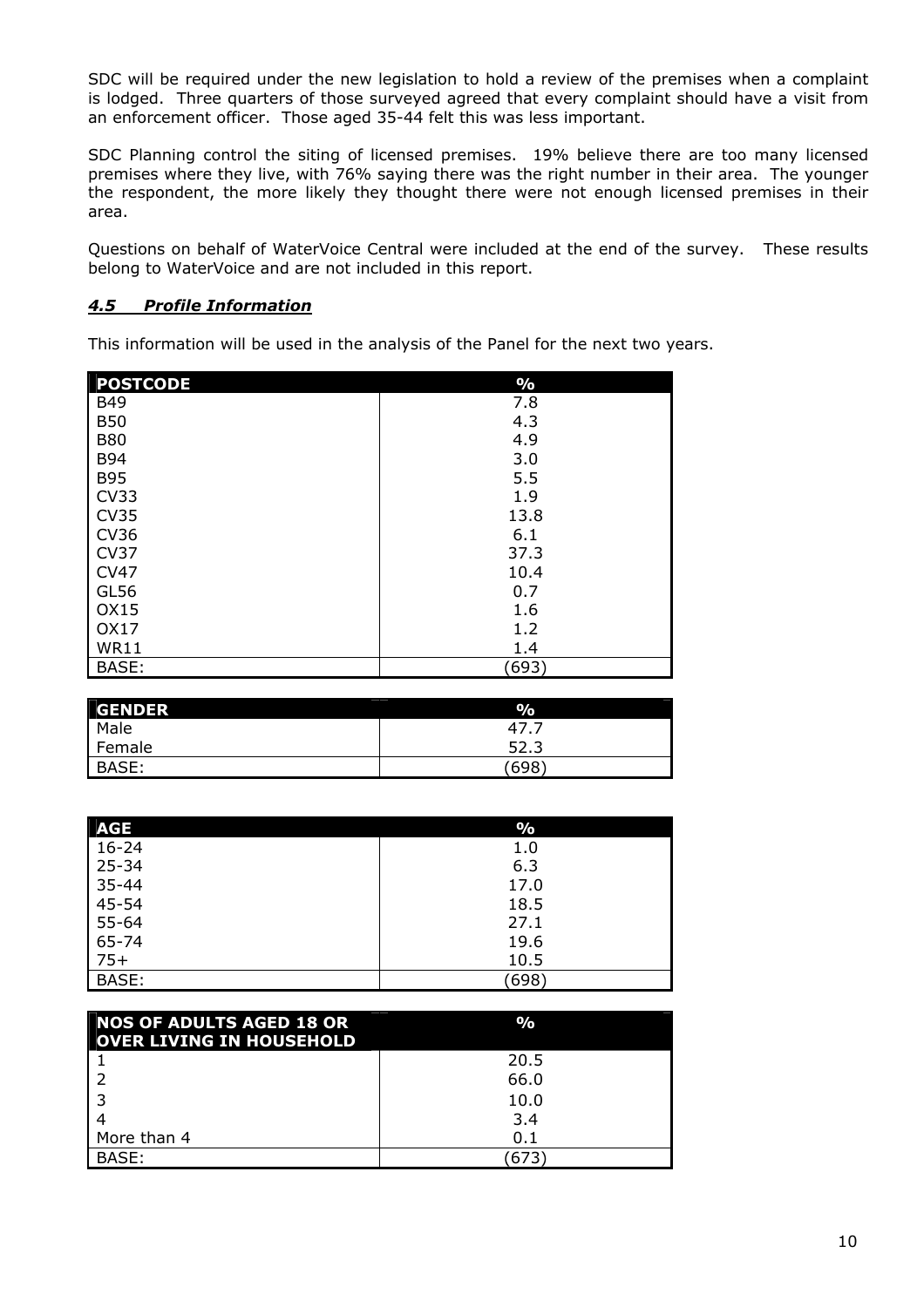SDC will be required under the new legislation to hold a review of the premises when a complaint is lodged. Three quarters of those surveyed agreed that every complaint should have a visit from an enforcement officer. Those aged 35-44 felt this was less important.

SDC Planning control the siting of licensed premises. 19% believe there are too many licensed premises where they live, with 76% saying there was the right number in their area. The younger the respondent, the more likely they thought there were not enough licensed premises in their area.

Questions on behalf of WaterVoice Central were included at the end of the survey. These results belong to WaterVoice and are not included in this report.

### *4.5 Profile Information*

This information will be used in the analysis of the Panel for the next two years.

| POSTCODE | % |
|---|---|
| B49 | 7.8 |
| B50 | 4.3 |
| B80 | 4.9 |
| B94 | 3.0 |
| B95 | 5.5 |
| CV33 | 1.9 |
| CV35 | 13.8 |
| CV36 | 6.1 |
| CV37 | 37.3 |
| CV47 | 10.4 |
| GL56 | 0.7 |
| OX15 | 1.6 |
| OX17 | 1.2 |
| WR11 | 1.4 |
| BASE: | (693) |

| GENDER | % |
|---|---|
| Male | 47.7 |
| Female | 52.3 |
| BASE: | (698) |

| AGE | % |
|---|---|
| 16-24 | 1.0 |
| 25-34 | 6.3 |
| 35-44 | 17.0 |
| 45-54 | 18.5 |
| 55-64 | 27.1 |
| 65-74 | 19.6 |
| 75+ | 10.5 |
| BASE: | (698) |

| NOS OF ADULTS AGED 18 OR OVER LIVING IN HOUSEHOLD | % |
|---|---|
| 1 | 20.5 |
| 2 | 66.0 |
| 3 | 10.0 |
| 4 | 3.4 |
| More than 4 | 0.1 |
| BASE: | (673) |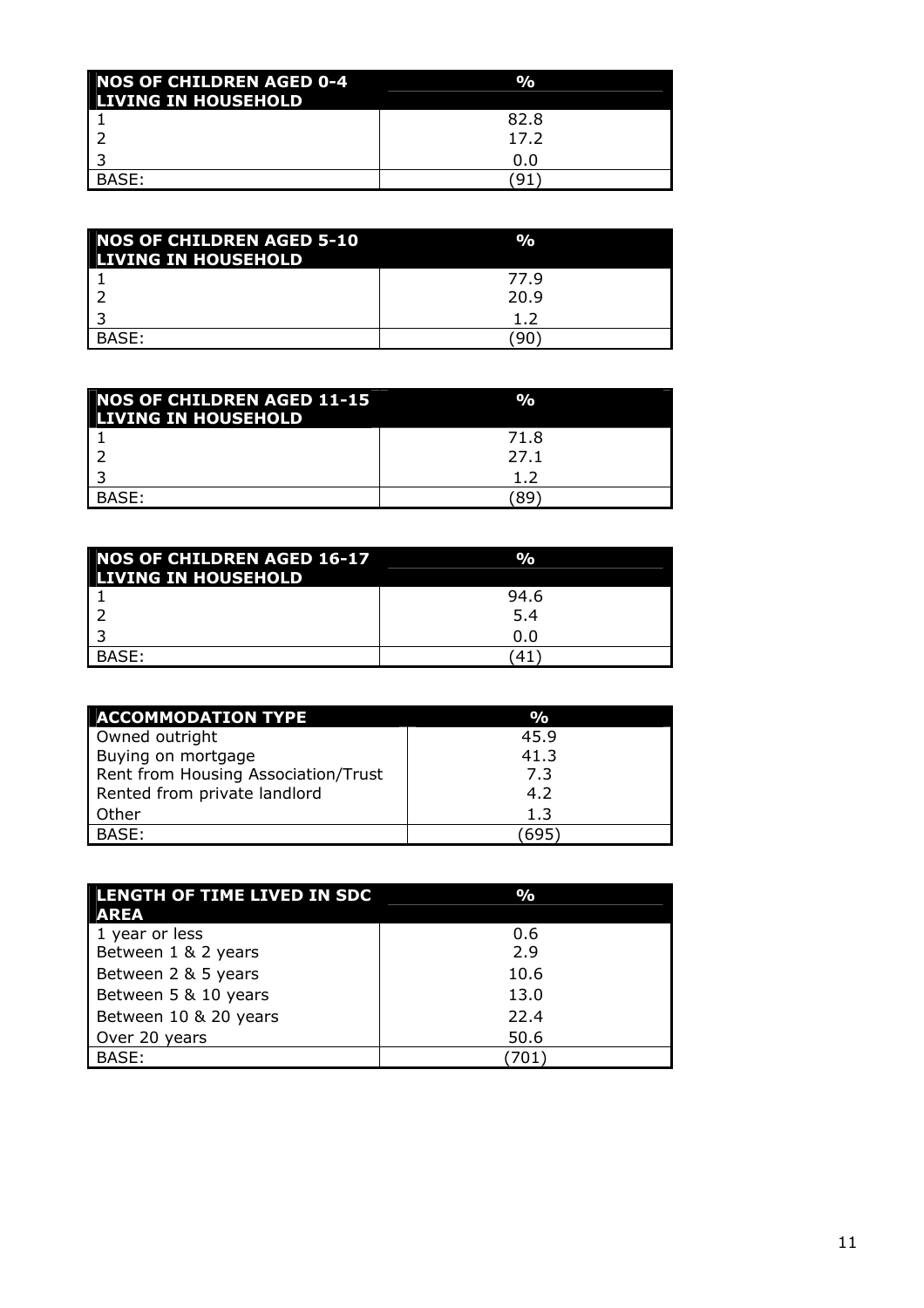| NOS OF CHILDREN AGED 0-4 LIVING IN HOUSEHOLD | % |
|---|---|
| 1 | 82.8 |
| 2 | 17.2 |
| 3 | 0.0 |
| BASE: | (91) |

| NOS OF CHILDREN AGED 5-10 LIVING IN HOUSEHOLD | % |
|---|---|
| 1 | 77.9 |
| 2 | 20.9 |
| 3 | 1.2 |
| BASE: | (90) |

| NOS OF CHILDREN AGED 11-15 LIVING IN HOUSEHOLD | % |
|---|---|
| 1 | 71.8 |
| 2 | 27.1 |
| 3 | 1.2 |
| BASE: | (89) |

| NOS OF CHILDREN AGED 16-17 LIVING IN HOUSEHOLD | % |
|---|---|
| 1 | 94.6 |
| 2 | 5.4 |
| 3 | 0.0 |
| BASE: | (41) |

| ACCOMMODATION TYPE | % |
|---|---|
| Owned outright | 45.9 |
| Buying on mortgage | 41.3 |
| Rent from Housing Association/Trust | 7.3 |
| Rented from private landlord | 4.2 |
| Other | 1.3 |
| BASE: | (695) |

| LENGTH OF TIME LIVED IN SDC AREA | % |
|---|---|
| 1 year or less | 0.6 |
| Between 1 & 2 years | 2.9 |
| Between 2 & 5 years | 10.6 |
| Between 5 & 10 years | 13.0 |
| Between 10 & 20 years | 22.4 |
| Over 20 years | 50.6 |
| BASE: | (701) |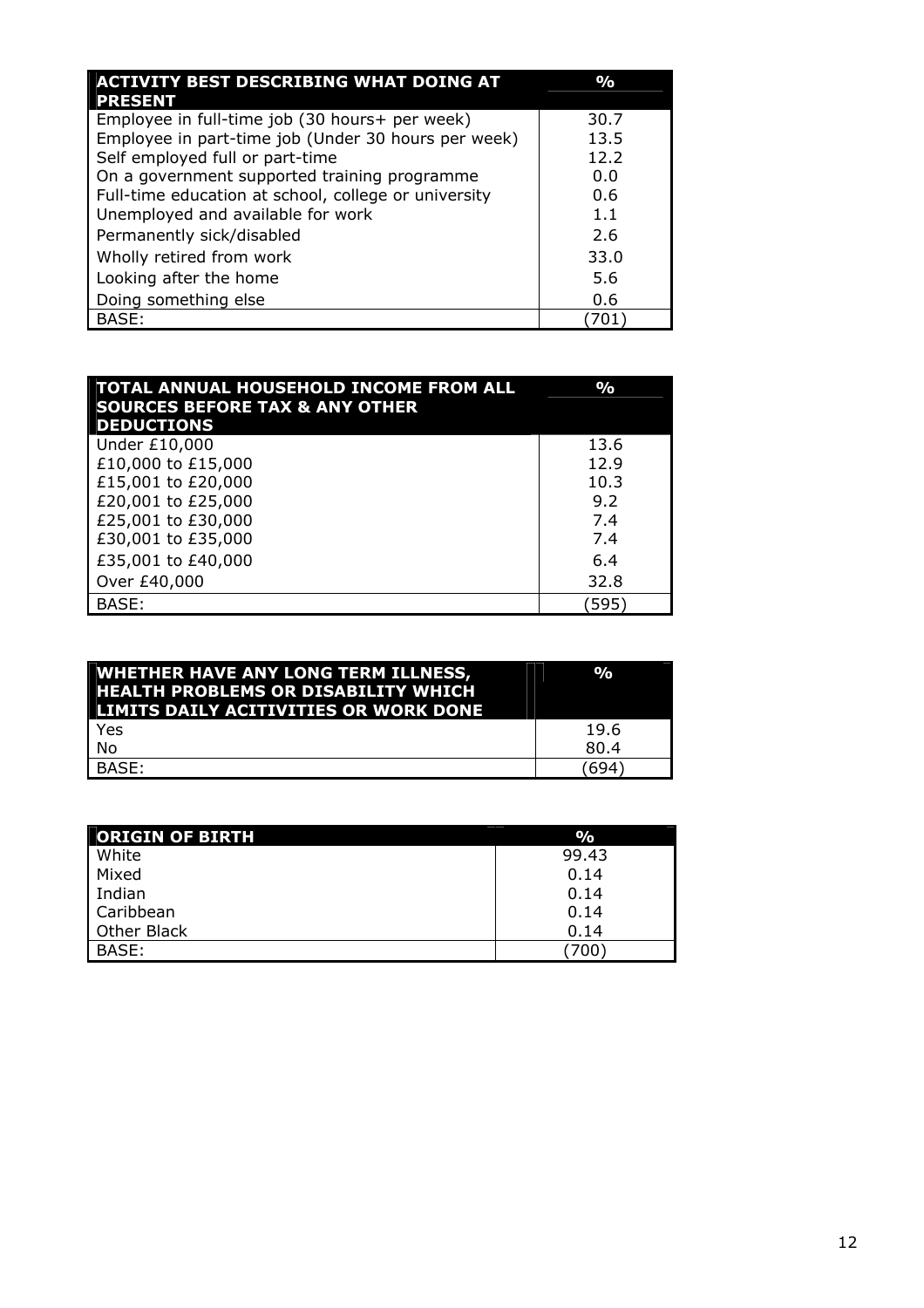| ACTIVITY BEST DESCRIBING WHAT DOING AT PRESENT | % |
|---|---|
| Employee in full-time job (30 hours+ per week) | 30.7 |
| Employee in part-time job (Under 30 hours per week) | 13.5 |
| Self employed full or part-time | 12.2 |
| On a government supported training programme | 0.0 |
| Full-time education at school, college or university | 0.6 |
| Unemployed and available for work | 1.1 |
| Permanently sick/disabled | 2.6 |
| Wholly retired from work | 33.0 |
| Looking after the home | 5.6 |
| Doing something else | 0.6 |
| BASE: | (701) |

| TOTAL ANNUAL HOUSEHOLD INCOME FROM ALL SOURCES BEFORE TAX & ANY OTHER DEDUCTIONS | % |
|---|---|
| Under £10,000 | 13.6 |
| £10,000 to £15,000 | 12.9 |
| £15,001 to £20,000 | 10.3 |
| £20,001 to £25,000 | 9.2 |
| £25,001 to £30,000 | 7.4 |
| £30,001 to £35,000 | 7.4 |
| £35,001 to £40,000 | 6.4 |
| Over £40,000 | 32.8 |
| BASE: | (595) |

| WHETHER HAVE ANY LONG TERM ILLNESS, HEALTH PROBLEMS OR DISABILITY WHICH LIMITS DAILY ACITIVITIES OR WORK DONE | % |
|---|---|
| Yes | 19.6 |
| No | 80.4 |
| BASE: | (694) |

| ORIGIN OF BIRTH | % |
|---|---|
| White | 99.43 |
| Mixed | 0.14 |
| Indian | 0.14 |
| Caribbean | 0.14 |
| Other Black | 0.14 |
| BASE: | (700) |